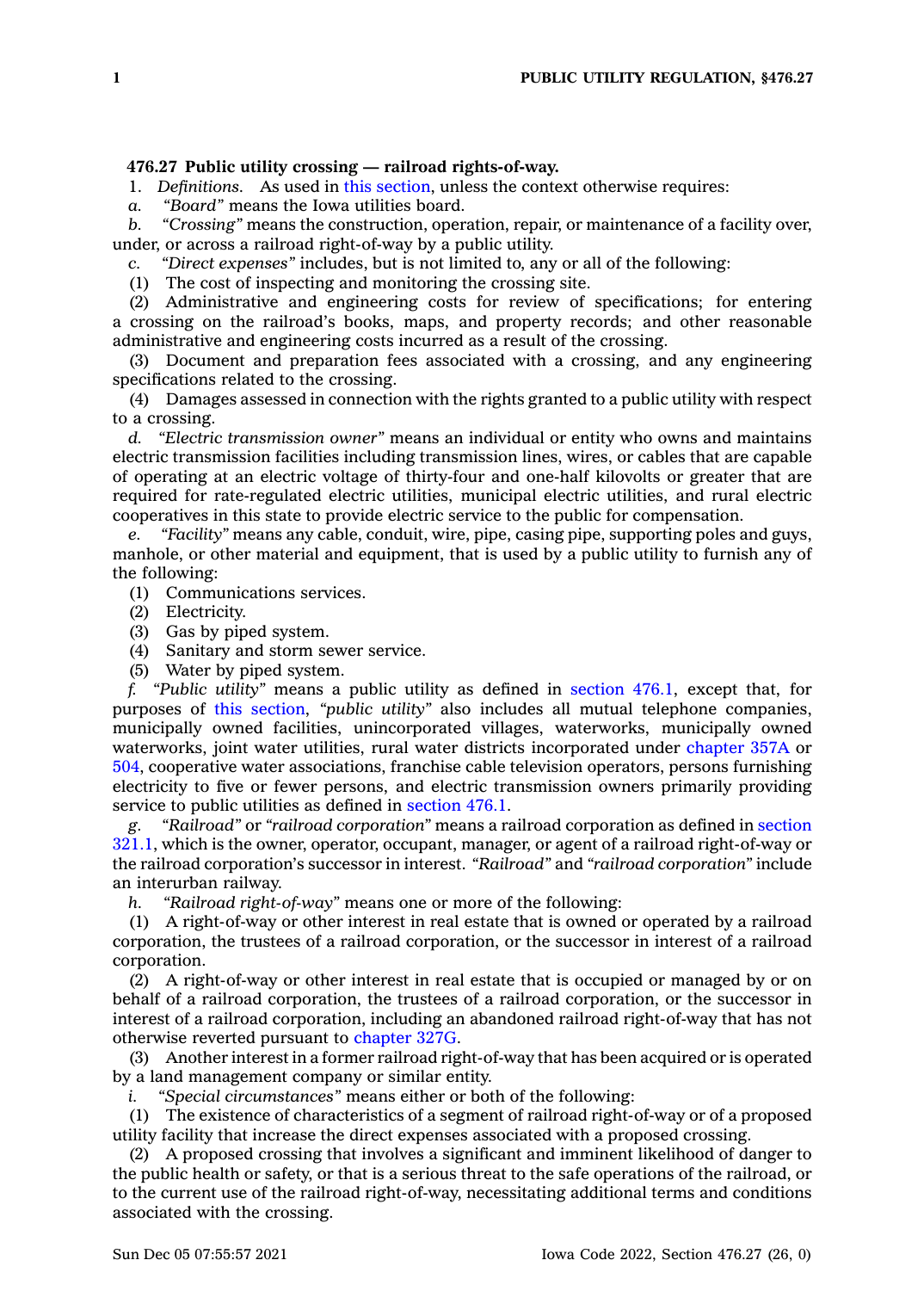### 476.27 Public utility crossing — railroad rights-of-way.

1. *Definitions.* As used in this section, unless the context otherwise requires:

*a.* *"Board"* means the Iowa utilities board.

*b.* *"Crossing"* means the construction, operation, repair, or maintenance of a facility over, under, or across a railroad right-of-way by a public utility.

*c.* *"Direct expenses"* includes, but is not limited to, any or all of the following:

(1) The cost of inspecting and monitoring the crossing site.

(2) Administrative and engineering costs for review of specifications; for entering a crossing on the railroad's books, maps, and property records; and other reasonable administrative and engineering costs incurred as a result of the crossing.

(3) Document and preparation fees associated with a crossing, and any engineering specifications related to the crossing.

(4) Damages assessed in connection with the rights granted to a public utility with respect to a crossing.

*d.* *"Electric transmission owner"* means an individual or entity who owns and maintains electric transmission facilities including transmission lines, wires, or cables that are capable of operating at an electric voltage of thirty-four and one-half kilovolts or greater that are required for rate-regulated electric utilities, municipal electric utilities, and rural electric cooperatives in this state to provide electric service to the public for compensation.

*e.* *"Facility"* means any cable, conduit, wire, pipe, casing pipe, supporting poles and guys, manhole, or other material and equipment, that is used by a public utility to furnish any of the following:

(1) Communications services.

(2) Electricity.

(3) Gas by piped system.

(4) Sanitary and storm sewer service.

(5) Water by piped system.

*f.* *"Public utility"* means a public utility as defined in section 476.1, except that, for purposes of this section, *"public utility"* also includes all mutual telephone companies, municipally owned facilities, unincorporated villages, waterworks, municipally owned waterworks, joint water utilities, rural water districts incorporated under chapter 357A or 504, cooperative water associations, franchise cable television operators, persons furnishing electricity to five or fewer persons, and electric transmission owners primarily providing service to public utilities as defined in section 476.1.

*g.* *"Railroad"* or *"railroad corporation"* means a railroad corporation as defined in section 321.1, which is the owner, operator, occupant, manager, or agent of a railroad right-of-way or the railroad corporation's successor in interest. *"Railroad"* and *"railroad corporation"* include an interurban railway.

*h.* *"Railroad right-of-way"* means one or more of the following:

(1) A right-of-way or other interest in real estate that is owned or operated by a railroad corporation, the trustees of a railroad corporation, or the successor in interest of a railroad corporation.

(2) A right-of-way or other interest in real estate that is occupied or managed by or on behalf of a railroad corporation, the trustees of a railroad corporation, or the successor in interest of a railroad corporation, including an abandoned railroad right-of-way that has not otherwise reverted pursuant to chapter 327G.

(3) Another interest in a former railroad right-of-way that has been acquired or is operated by a land management company or similar entity.

*i.* *"Special circumstances"* means either or both of the following:

(1) The existence of characteristics of a segment of railroad right-of-way or of a proposed utility facility that increase the direct expenses associated with a proposed crossing.

(2) A proposed crossing that involves a significant and imminent likelihood of danger to the public health or safety, or that is a serious threat to the safe operations of the railroad, or to the current use of the railroad right-of-way, necessitating additional terms and conditions associated with the crossing.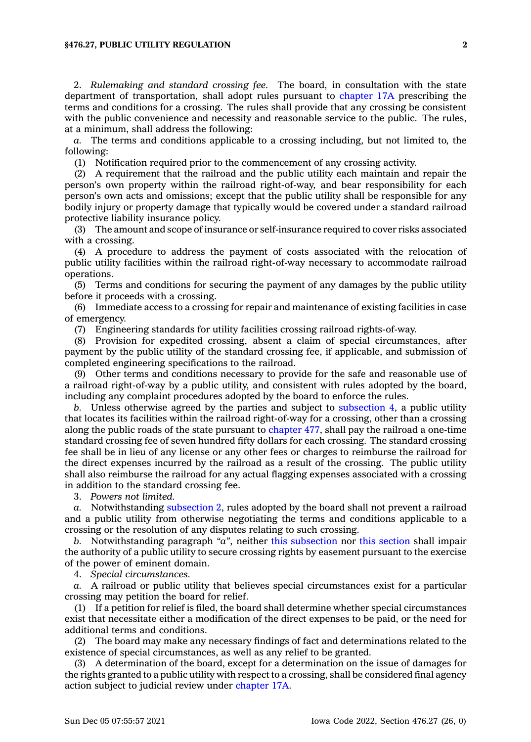2. *Rulemaking and standard crossing fee.* The board, in consultation with the state department of transportation, shall adopt rules pursuant to chapter 17A prescribing the terms and conditions for a crossing. The rules shall provide that any crossing be consistent with the public convenience and necessity and reasonable service to the public. The rules, at a minimum, shall address the following:

*a.* The terms and conditions applicable to a crossing including, but not limited to, the following:

(1) Notification required prior to the commencement of any crossing activity.

(2) A requirement that the railroad and the public utility each maintain and repair the person's own property within the railroad right-of-way, and bear responsibility for each person's own acts and omissions; except that the public utility shall be responsible for any bodily injury or property damage that typically would be covered under a standard railroad protective liability insurance policy.

(3) The amount and scope of insurance or self-insurance required to cover risks associated with a crossing.

(4) A procedure to address the payment of costs associated with the relocation of public utility facilities within the railroad right-of-way necessary to accommodate railroad operations.

(5) Terms and conditions for securing the payment of any damages by the public utility before it proceeds with a crossing.

(6) Immediate access to a crossing for repair and maintenance of existing facilities in case of emergency.

(7) Engineering standards for utility facilities crossing railroad rights-of-way.

(8) Provision for expedited crossing, absent a claim of special circumstances, after payment by the public utility of the standard crossing fee, if applicable, and submission of completed engineering specifications to the railroad.

(9) Other terms and conditions necessary to provide for the safe and reasonable use of a railroad right-of-way by a public utility, and consistent with rules adopted by the board, including any complaint procedures adopted by the board to enforce the rules.

*b.* Unless otherwise agreed by the parties and subject to subsection 4, a public utility that locates its facilities within the railroad right-of-way for a crossing, other than a crossing along the public roads of the state pursuant to chapter 477, shall pay the railroad a one-time standard crossing fee of seven hundred fifty dollars for each crossing. The standard crossing fee shall be in lieu of any license or any other fees or charges to reimburse the railroad for the direct expenses incurred by the railroad as a result of the crossing. The public utility shall also reimburse the railroad for any actual flagging expenses associated with a crossing in addition to the standard crossing fee.

3. *Powers not limited.*

*a.* Notwithstanding subsection 2, rules adopted by the board shall not prevent a railroad and a public utility from otherwise negotiating the terms and conditions applicable to a crossing or the resolution of any disputes relating to such crossing.

*b.* Notwithstanding paragraph *"a"*, neither this subsection nor this section shall impair the authority of a public utility to secure crossing rights by easement pursuant to the exercise of the power of eminent domain.

4. *Special circumstances.*

*a.* A railroad or public utility that believes special circumstances exist for a particular crossing may petition the board for relief.

(1) If a petition for relief is filed, the board shall determine whether special circumstances exist that necessitate either a modification of the direct expenses to be paid, or the need for additional terms and conditions.

(2) The board may make any necessary findings of fact and determinations related to the existence of special circumstances, as well as any relief to be granted.

(3) A determination of the board, except for a determination on the issue of damages for the rights granted to a public utility with respect to a crossing, shall be considered final agency action subject to judicial review under chapter 17A.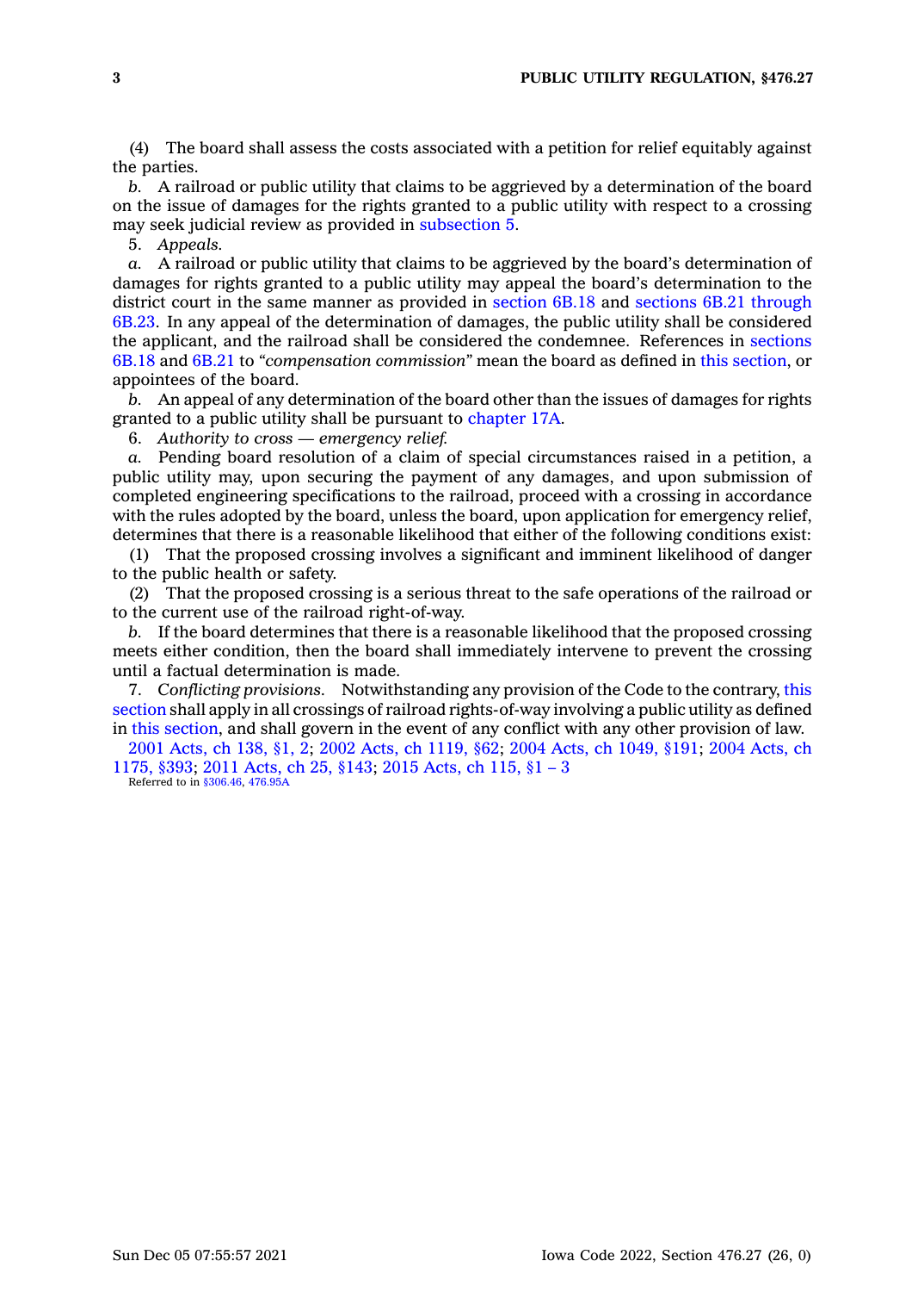(4) The board shall assess the costs associated with a petition for relief equitably against the parties.

*b.* A railroad or public utility that claims to be aggrieved by a determination of the board on the issue of damages for the rights granted to a public utility with respect to a crossing may seek judicial review as provided in subsection 5.

5. *Appeals.*

*a.* A railroad or public utility that claims to be aggrieved by the board's determination of damages for rights granted to a public utility may appeal the board's determination to the district court in the same manner as provided in section 6B.18 and sections 6B.21 through 6B.23. In any appeal of the determination of damages, the public utility shall be considered the applicant, and the railroad shall be considered the condemnee. References in sections 6B.18 and 6B.21 to "*compensation commission*" mean the board as defined in this section, or appointees of the board.

*b.* An appeal of any determination of the board other than the issues of damages for rights granted to a public utility shall be pursuant to chapter 17A.

6. *Authority to cross — emergency relief.*

*a.* Pending board resolution of a claim of special circumstances raised in a petition, a public utility may, upon securing the payment of any damages, and upon submission of completed engineering specifications to the railroad, proceed with a crossing in accordance with the rules adopted by the board, unless the board, upon application for emergency relief, determines that there is a reasonable likelihood that either of the following conditions exist:

(1) That the proposed crossing involves a significant and imminent likelihood of danger to the public health or safety.

(2) That the proposed crossing is a serious threat to the safe operations of the railroad or to the current use of the railroad right-of-way.

*b.* If the board determines that there is a reasonable likelihood that the proposed crossing meets either condition, then the board shall immediately intervene to prevent the crossing until a factual determination is made.

7. *Conflicting provisions.* Notwithstanding any provision of the Code to the contrary, this section shall apply in all crossings of railroad rights-of-way involving a public utility as defined in this section, and shall govern in the event of any conflict with any other provision of law.

2001 Acts, ch 138, §1, 2; 2002 Acts, ch 1119, §62; 2004 Acts, ch 1049, §191; 2004 Acts, ch 1175, §393; 2011 Acts, ch 25, §143; 2015 Acts, ch 115, §1 – 3

Referred to in §306.46, 476.95A